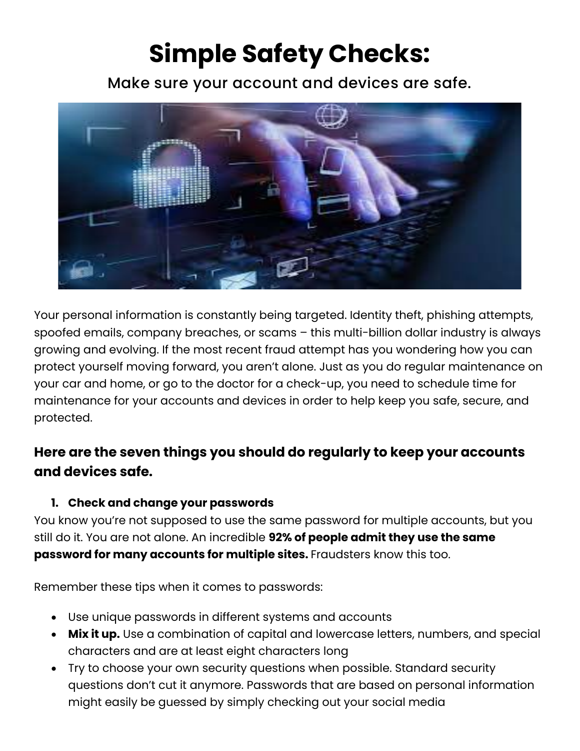# Simple Safety Checks:

Make sure your account and devices are safe.

Your personal information is constantly being targeted. Identity theft, phishing attempts, spoofed emails, company breaches, or scams – this multi-billion dollar industry is always growing and evolving. If the most recent fraud attempt has you wondering how you can protect yourself moving forward, you aren't alone. Just as you do regular maintenance on your car and home, or go to the doctor for a check-up, you need to schedule time for maintenance for your accounts and devices in order to help keep you safe, secure, and protected.

### Here are the seven things you should do regularly to keep your accounts and devices safe.

1. **Check and change your passwords**

You know you're not supposed to use the same password for multiple accounts, but you still do it. You are not alone. An incredible **92% of people admit they use the same password for many accounts for multiple sites.** Fraudsters know this too.

Remember these tips when it comes to passwords:

- Use unique passwords in different systems and accounts
- **Mix it up.** Use a combination of capital and lowercase letters, numbers, and special characters and are at least eight characters long
- Try to choose your own security questions when possible. Standard security questions don't cut it anymore. Passwords that are based on personal information might easily be guessed by simply checking out your social media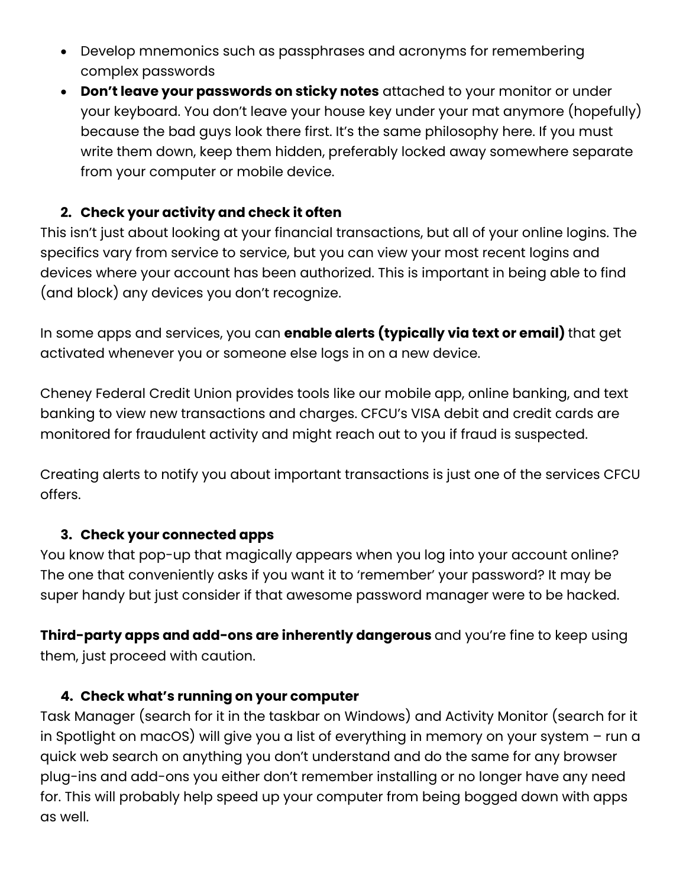- Develop mnemonics such as passphrases and acronyms for remembering complex passwords
- **Don't leave your passwords on sticky notes** attached to your monitor or under your keyboard. You don't leave your house key under your mat anymore (hopefully) because the bad guys look there first. It's the same philosophy here. If you must write them down, keep them hidden, preferably locked away somewhere separate from your computer or mobile device.

2. **Check your activity and check it often**

This isn't just about looking at your financial transactions, but all of your online logins. The specifics vary from service to service, but you can view your most recent logins and devices where your account has been authorized. This is important in being able to find (and block) any devices you don't recognize.

In some apps and services, you can **enable alerts (typically via text or email)** that get activated whenever you or someone else logs in on a new device.

Cheney Federal Credit Union provides tools like our mobile app, online banking, and text banking to view new transactions and charges. CFCU's VISA debit and credit cards are monitored for fraudulent activity and might reach out to you if fraud is suspected.

Creating alerts to notify you about important transactions is just one of the services CFCU offers.

3. **Check your connected apps**

You know that pop-up that magically appears when you log into your account online? The one that conveniently asks if you want it to 'remember' your password? It may be super handy but just consider if that awesome password manager were to be hacked.

**Third-party apps and add-ons are inherently dangerous** and you're fine to keep using them, just proceed with caution.

4. **Check what's running on your computer**

Task Manager (search for it in the taskbar on Windows) and Activity Monitor (search for it in Spotlight on macOS) will give you a list of everything in memory on your system – run a quick web search on anything you don't understand and do the same for any browser plug-ins and add-ons you either don't remember installing or no longer have any need for. This will probably help speed up your computer from being bogged down with apps as well.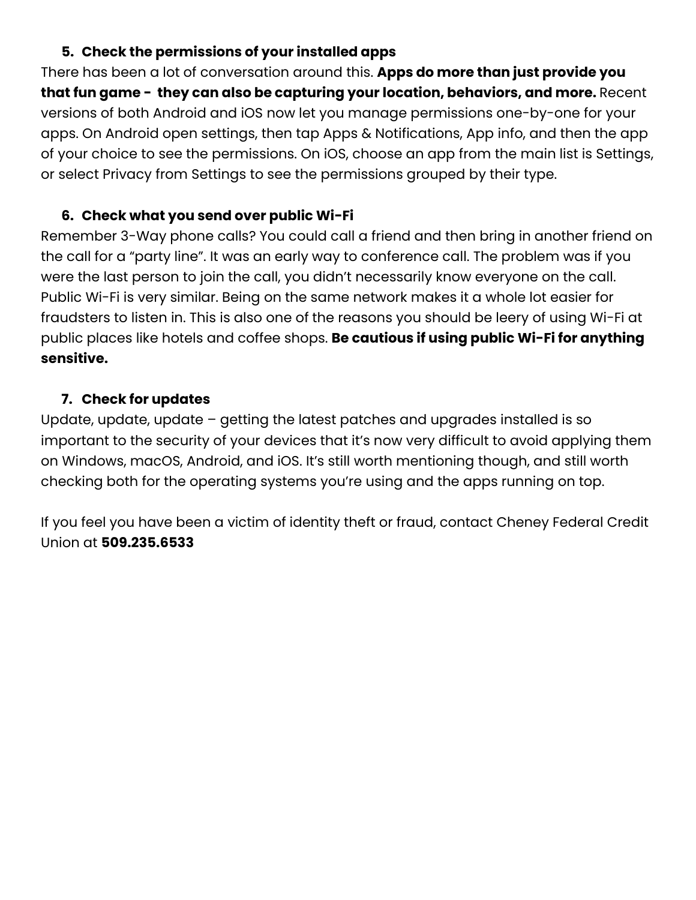5. **Check the permissions of your installed apps**

There has been a lot of conversation around this. **Apps do more than just provide you that fun game - they can also be capturing your location, behaviors, and more.** Recent versions of both Android and iOS now let you manage permissions one-by-one for your apps. On Android open settings, then tap Apps & Notifications, App info, and then the app of your choice to see the permissions. On iOS, choose an app from the main list is Settings, or select Privacy from Settings to see the permissions grouped by their type.

6. **Check what you send over public Wi-Fi**

Remember 3-Way phone calls? You could call a friend and then bring in another friend on the call for a "party line". It was an early way to conference call. The problem was if you were the last person to join the call, you didn't necessarily know everyone on the call. Public Wi-Fi is very similar. Being on the same network makes it a whole lot easier for fraudsters to listen in. This is also one of the reasons you should be leery of using Wi-Fi at public places like hotels and coffee shops. **Be cautious if using public Wi-Fi for anything sensitive.**

7. **Check for updates**

Update, update, update – getting the latest patches and upgrades installed is so important to the security of your devices that it's now very difficult to avoid applying them on Windows, macOS, Android, and iOS. It's still worth mentioning though, and still worth checking both for the operating systems you're using and the apps running on top.

If you feel you have been a victim of identity theft or fraud, contact Cheney Federal Credit Union at **509.235.6533**